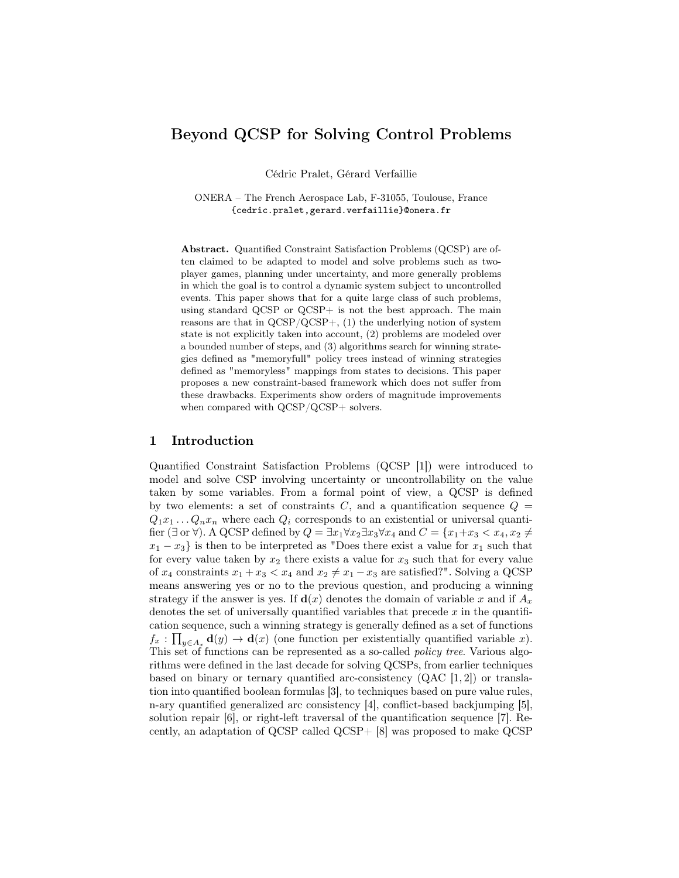# Beyond QCSP for Solving Control Problems

Cédric Pralet, Gérard Verfaillie

ONERA – The French Aerospace Lab, F-31055, Toulouse, France
{cedric.pralet,gerard.verfaillie}@onera.fr

**Abstract.** Quantified Constraint Satisfaction Problems (QCSP) are often claimed to be adapted to model and solve problems such as two-player games, planning under uncertainty, and more generally problems in which the goal is to control a dynamic system subject to uncontrolled events. This paper shows that for a quite large class of such problems, using standard QCSP or QCSP+ is not the best approach. The main reasons are that in QCSP/QCSP+, (1) the underlying notion of system state is not explicitly taken into account, (2) problems are modeled over a bounded number of steps, and (3) algorithms search for winning strategies defined as "memoryfull" policy trees instead of winning strategies defined as "memoryless" mappings from states to decisions. This paper proposes a new constraint-based framework which does not suffer from these drawbacks. Experiments show orders of magnitude improvements when compared with QCSP/QCSP+ solvers.

## 1 Introduction

Quantified Constraint Satisfaction Problems (QCSP [1]) were introduced to model and solve CSP involving uncertainty or uncontrollability on the value taken by some variables. From a formal point of view, a QCSP is defined by two elements: a set of constraints $C$, and a quantification sequence $Q = Q_1x_1 \dots Q_nx_n$ where each $Q_i$ corresponds to an existential or universal quantifier ($\exists$ or $\forall$). A QCSP defined by $Q = \exists x_1 \forall x_2 \exists x_3 \forall x_4$ and $C = \{x_1 + x_3 < x_4, x_2 \neq x_1 - x_3\}$ is then to be interpreted as "Does there exist a value for $x_1$ such that for every value taken by $x_2$ there exists a value for $x_3$ such that for every value of $x_4$ constraints $x_1 + x_3 < x_4$ and $x_2 \neq x_1 - x_3$ are satisfied?". Solving a QCSP means answering yes or no to the previous question, and producing a winning strategy if the answer is yes. If $\mathbf{d}(x)$ denotes the domain of variable $x$ and if $A_x$ denotes the set of universally quantified variables that precede $x$ in the quantification sequence, such a winning strategy is generally defined as a set of functions $f_x : \prod_{y \in A_x} \mathbf{d}(y) \rightarrow \mathbf{d}(x)$ (one function per existentially quantified variable $x$). This set of functions can be represented as a so-called *policy tree*. Various algorithms were defined in the last decade for solving QCSPs, from earlier techniques based on binary or ternary quantified arc-consistency (QAC [1, 2]) or translation into quantified boolean formulas [3], to techniques based on pure value rules, n-ary quantified generalized arc consistency [4], conflict-based backjumping [5], solution repair [6], or right-left traversal of the quantification sequence [7]. Recently, an adaptation of QCSP called QCSP+ [8] was proposed to make QCSP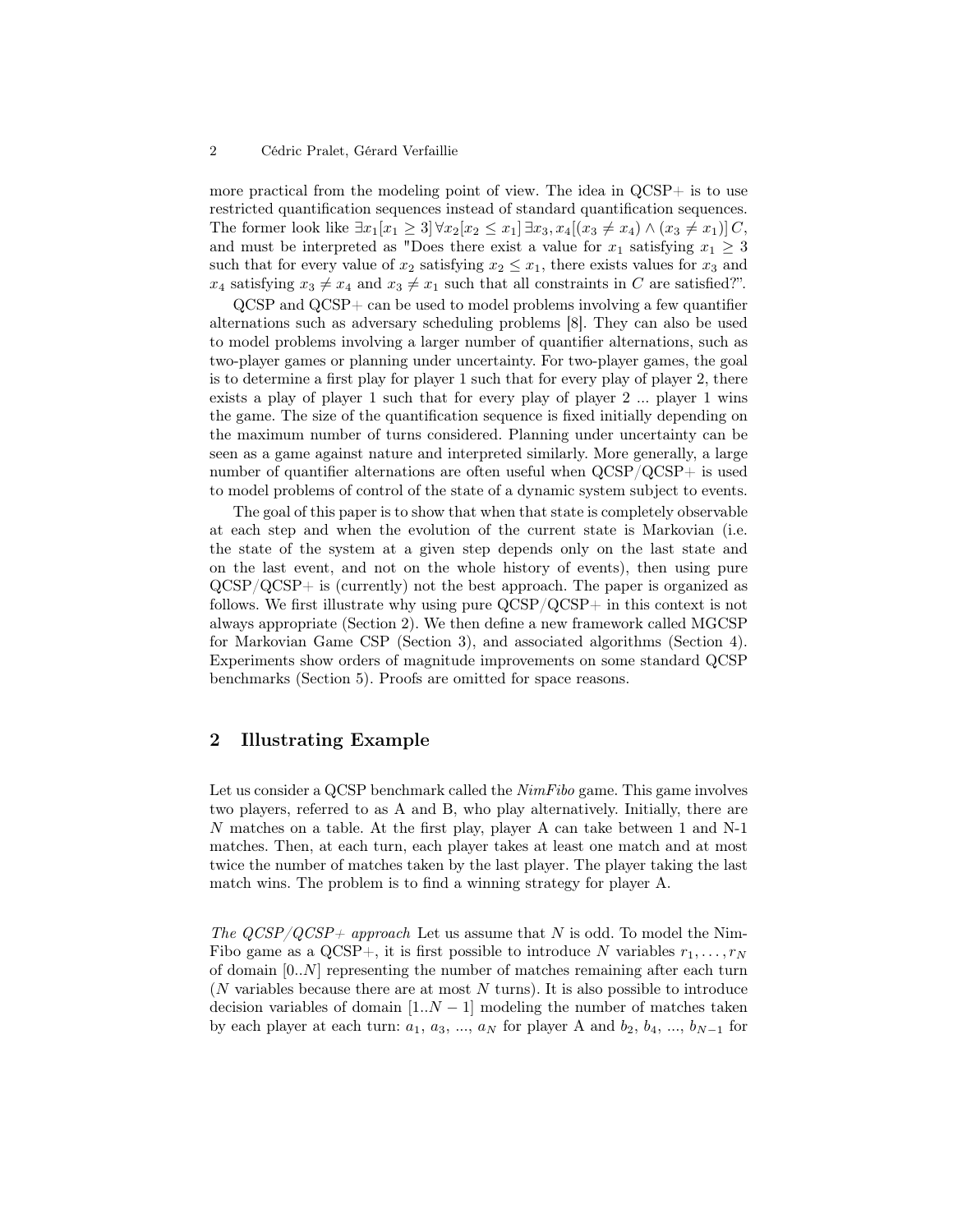more practical from the modeling point of view. The idea in QCSP+ is to use restricted quantification sequences instead of standard quantification sequences. The former look like $\exists x_1[x_1 \geq 3]\, \forall x_2[x_2 \leq x_1]\, \exists x_3, x_4[(x_3 \neq x_4) \wedge (x_3 \neq x_1)]\, C$, and must be interpreted as "Does there exist a value for $x_1$ satisfying $x_1 \geq 3$ such that for every value of $x_2$ satisfying $x_2 \leq x_1$, there exists values for $x_3$ and $x_4$ satisfying $x_3 \neq x_4$ and $x_3 \neq x_1$ such that all constraints in $C$ are satisfied?".

QCSP and QCSP+ can be used to model problems involving a few quantifier alternations such as adversary scheduling problems [8]. They can also be used to model problems involving a larger number of quantifier alternations, such as two-player games or planning under uncertainty. For two-player games, the goal is to determine a first play for player 1 such that for every play of player 2, there exists a play of player 1 such that for every play of player 2 ... player 1 wins the game. The size of the quantification sequence is fixed initially depending on the maximum number of turns considered. Planning under uncertainty can be seen as a game against nature and interpreted similarly. More generally, a large number of quantifier alternations are often useful when QCSP/QCSP+ is used to model problems of control of the state of a dynamic system subject to events.

The goal of this paper is to show that when that state is completely observable at each step and when the evolution of the current state is Markovian (i.e. the state of the system at a given step depends only on the last state and on the last event, and not on the whole history of events), then using pure QCSP/QCSP+ is (currently) not the best approach. The paper is organized as follows. We first illustrate why using pure QCSP/QCSP+ in this context is not always appropriate (Section 2). We then define a new framework called MGCSP for Markovian Game CSP (Section 3), and associated algorithms (Section 4). Experiments show orders of magnitude improvements on some standard QCSP benchmarks (Section 5). Proofs are omitted for space reasons.

## 2 Illustrating Example

Let us consider a QCSP benchmark called the *NimFibo* game. This game involves two players, referred to as A and B, who play alternatively. Initially, there are $N$ matches on a table. At the first play, player A can take between 1 and N-1 matches. Then, at each turn, each player takes at least one match and at most twice the number of matches taken by the last player. The player taking the last match wins. The problem is to find a winning strategy for player A.

*The QCSP/QCSP+ approach* Let us assume that $N$ is odd. To model the NimFibo game as a QCSP+, it is first possible to introduce $N$ variables $r_1, \ldots, r_N$ of domain $[0..N]$ representing the number of matches remaining after each turn ($N$ variables because there are at most $N$ turns). It is also possible to introduce decision variables of domain $[1..N-1]$ modeling the number of matches taken by each player at each turn: $a_1$, $a_3$, ..., $a_N$ for player A and $b_2$, $b_4$, ..., $b_{N-1}$ for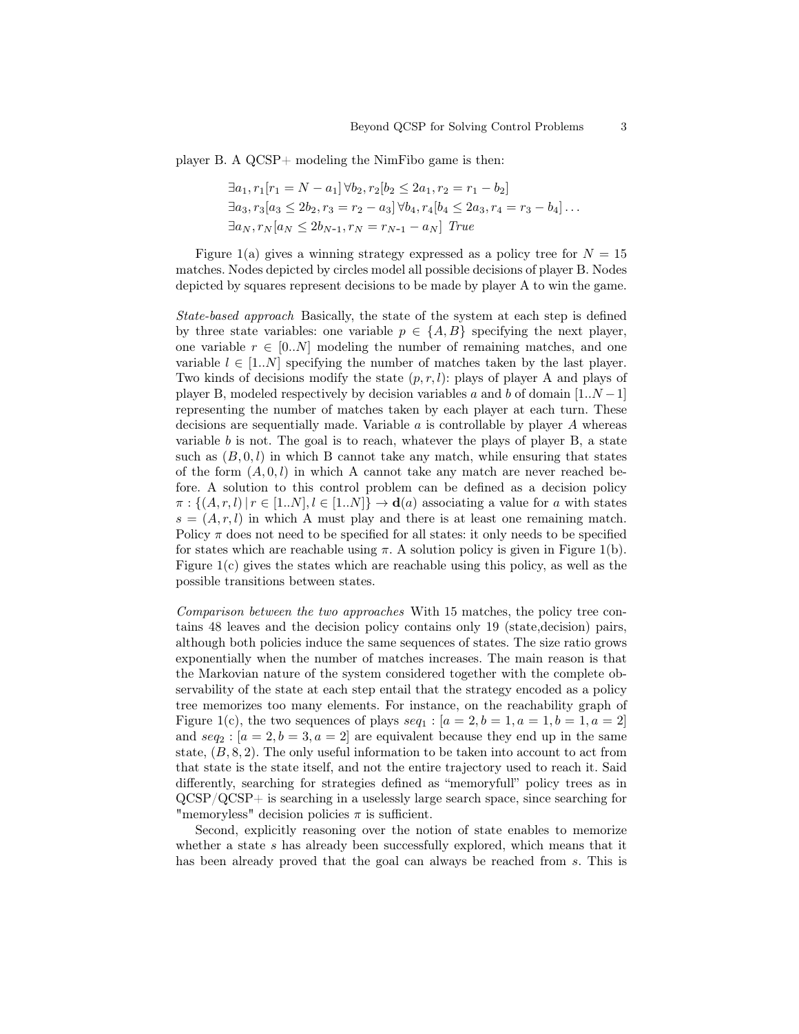player B. A QCSP+ modeling the NimFibo game is then:

$$
\begin{aligned}
&\exists a_1, r_1[r_1 = N - a_1]\, \forall b_2, r_2[b_2 \leq 2a_1, r_2 = r_1 - b_2] \\
&\exists a_3, r_3[a_3 \leq 2b_2, r_3 = r_2 - a_3]\, \forall b_4, r_4[b_4 \leq 2a_3, r_4 = r_3 - b_4] \ldots \\
&\exists a_N, r_N[a_N \leq 2b_{N\text{-}1}, r_N = r_{N\text{-}1} - a_N]\ \mathit{True}
\end{aligned}
$$

Figure 1(a) gives a winning strategy expressed as a policy tree for $N = 15$ matches. Nodes depicted by circles model all possible decisions of player B. Nodes depicted by squares represent decisions to be made by player A to win the game.

*State-based approach* Basically, the state of the system at each step is defined by three state variables: one variable $p \in \{A, B\}$ specifying the next player, one variable $r \in [0..N]$ modeling the number of remaining matches, and one variable $l \in [1..N]$ specifying the number of matches taken by the last player. Two kinds of decisions modify the state $(p, r, l)$: plays of player A and plays of player B, modeled respectively by decision variables $a$ and $b$ of domain $[1..N-1]$ representing the number of matches taken by each player at each turn. These decisions are sequentially made. Variable $a$ is controllable by player $A$ whereas variable $b$ is not. The goal is to reach, whatever the plays of player B, a state such as $(B, 0, l)$ in which B cannot take any match, while ensuring that states of the form $(A, 0, l)$ in which A cannot take any match are never reached before. A solution to this control problem can be defined as a decision policy $\pi : \{(A, r, l) \,|\, r \in [1..N], l \in [1..N]\} \rightarrow \mathbf{d}(a)$ associating a value for $a$ with states $s = (A, r, l)$ in which A must play and there is at least one remaining match. Policy $\pi$ does not need to be specified for all states: it only needs to be specified for states which are reachable using $\pi$. A solution policy is given in Figure 1(b). Figure 1(c) gives the states which are reachable using this policy, as well as the possible transitions between states.

*Comparison between the two approaches* With 15 matches, the policy tree contains 48 leaves and the decision policy contains only 19 (state,decision) pairs, although both policies induce the same sequences of states. The size ratio grows exponentially when the number of matches increases. The main reason is that the Markovian nature of the system considered together with the complete observability of the state at each step entail that the strategy encoded as a policy tree memorizes too many elements. For instance, on the reachability graph of Figure 1(c), the two sequences of plays $seq_1 : [a = 2, b = 1, a = 1, b = 1, a = 2]$ and $seq_2 : [a = 2, b = 3, a = 2]$ are equivalent because they end up in the same state, $(B, 8, 2)$. The only useful information to be taken into account to act from that state is the state itself, and not the entire trajectory used to reach it. Said differently, searching for strategies defined as "memoryfull" policy trees as in QCSP/QCSP+ is searching in a uselessly large search space, since searching for "memoryless" decision policies $\pi$ is sufficient.

Second, explicitly reasoning over the notion of state enables to memorize whether a state $s$ has already been successfully explored, which means that it has been already proved that the goal can always be reached from $s$. This is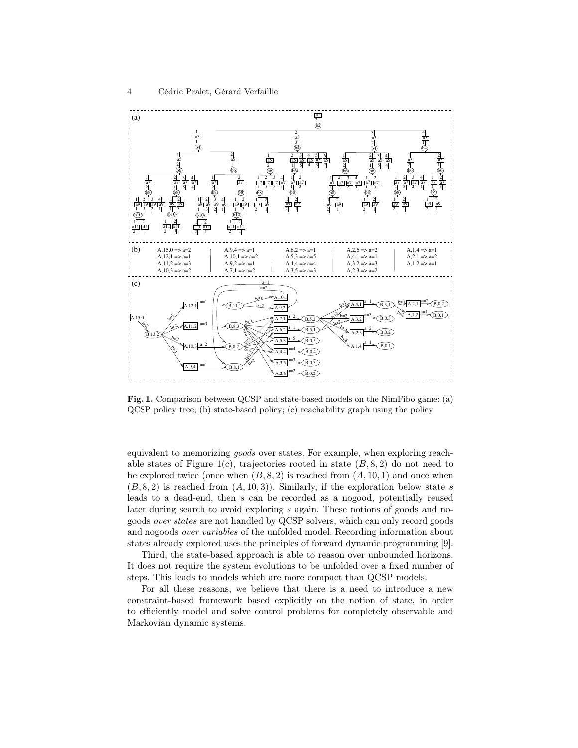(a)

(b)

| | | | | |
|---|---|---|---|---|
| A,15,0 => a=2 | A,9,4 => a=1 | A,6,2 => a=1 | A,2,6 => a=2 | A,1,4 => a=1 |
| A,12,1 => a=1 | A,10,1 => a=2 | A,5,3 => a=5 | A,4,1 => a=1 | A,2,1 => a=2 |
| A,11,2 => a=3 | A,9,2 => a=1 | A,4,4 => a=4 | A,3,2 => a=3 | A,1,2 => a=1 |
| A,10,3 => a=2 | A,7,1 => a=2 | A,3,5 => a=3 | A,2,3 => a=2 | |

(c)

**Fig. 1.** Comparison between QCSP and state-based models on the NimFibo game: (a) QCSP policy tree; (b) state-based policy; (c) reachability graph using the policy

equivalent to memorizing *goods* over states. For example, when exploring reachable states of Figure 1(c), trajectories rooted in state $(B, 8, 2)$ do not need to be explored twice (once when $(B, 8, 2)$ is reached from $(A, 10, 1)$ and once when $(B, 8, 2)$ is reached from $(A, 10, 3)$). Similarly, if the exploration below state $s$ leads to a dead-end, then $s$ can be recorded as a nogood, potentially reused later during search to avoid exploring $s$ again. These notions of goods and nogoods *over states* are not handled by QCSP solvers, which can only record goods and nogoods *over variables* of the unfolded model. Recording information about states already explored uses the principles of forward dynamic programming [9].

Third, the state-based approach is able to reason over unbounded horizons. It does not require the system evolutions to be unfolded over a fixed number of steps. This leads to models which are more compact than QCSP models.

For all these reasons, we believe that there is a need to introduce a new constraint-based framework based explicitly on the notion of state, in order to efficiently model and solve control problems for completely observable and Markovian dynamic systems.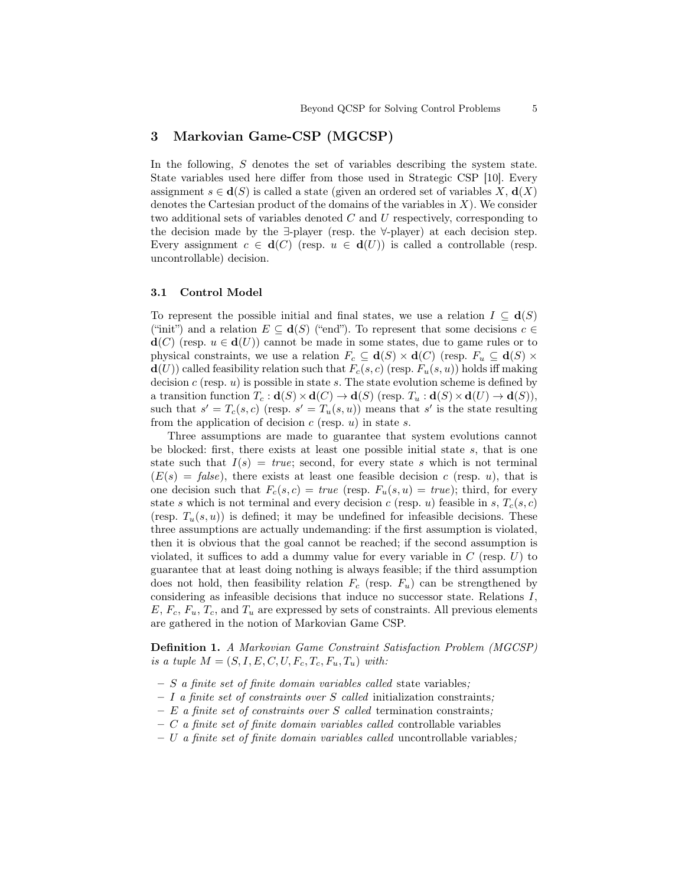## 3 Markovian Game-CSP (MGCSP)

In the following, $S$ denotes the set of variables describing the system state. State variables used here differ from those used in Strategic CSP [10]. Every assignment $s \in \mathbf{d}(S)$ is called a state (given an ordered set of variables $X$, $\mathbf{d}(X)$ denotes the Cartesian product of the domains of the variables in $X$). We consider two additional sets of variables denoted $C$ and $U$ respectively, corresponding to the decision made by the $\exists$-player (resp. the $\forall$-player) at each decision step. Every assignment $c \in \mathbf{d}(C)$ (resp. $u \in \mathbf{d}(U)$) is called a controllable (resp. uncontrollable) decision.

### 3.1 Control Model

To represent the possible initial and final states, we use a relation $I \subseteq \mathbf{d}(S)$ ("init") and a relation $E \subseteq \mathbf{d}(S)$ ("end"). To represent that some decisions $c \in \mathbf{d}(C)$ (resp. $u \in \mathbf{d}(U)$) cannot be made in some states, due to game rules or to physical constraints, we use a relation $F_c \subseteq \mathbf{d}(S) \times \mathbf{d}(C)$ (resp. $F_u \subseteq \mathbf{d}(S) \times \mathbf{d}(U)$) called feasibility relation such that $F_c(s,c)$ (resp. $F_u(s,u)$) holds iff making decision $c$ (resp. $u$) is possible in state $s$. The state evolution scheme is defined by a transition function $T_c : \mathbf{d}(S) \times \mathbf{d}(C) \to \mathbf{d}(S)$ (resp. $T_u : \mathbf{d}(S) \times \mathbf{d}(U) \to \mathbf{d}(S)$), such that $s' = T_c(s,c)$ (resp. $s' = T_u(s,u)$) means that $s'$ is the state resulting from the application of decision $c$ (resp. $u$) in state $s$.

Three assumptions are made to guarantee that system evolutions cannot be blocked: first, there exists at least one possible initial state $s$, that is one state such that $I(s) = true$; second, for every state $s$ which is not terminal ($E(s) = false$), there exists at least one feasible decision $c$ (resp. $u$), that is one decision such that $F_c(s,c) = true$ (resp. $F_u(s,u) = true$); third, for every state $s$ which is not terminal and every decision $c$ (resp. $u$) feasible in $s$, $T_c(s,c)$ (resp. $T_u(s,u)$) is defined; it may be undefined for infeasible decisions. These three assumptions are actually undemanding: if the first assumption is violated, then it is obvious that the goal cannot be reached; if the second assumption is violated, it suffices to add a dummy value for every variable in $C$ (resp. $U$) to guarantee that at least doing nothing is always feasible; if the third assumption does not hold, then feasibility relation $F_c$ (resp. $F_u$) can be strengthened by considering as infeasible decisions that induce no successor state. Relations $I$, $E$, $F_c$, $F_u$, $T_c$, and $T_u$ are expressed by sets of constraints. All previous elements are gathered in the notion of Markovian Game CSP.

**Definition 1.** *A Markovian Game Constraint Satisfaction Problem (MGCSP) is a tuple $M = (S, I, E, C, U, F_c, T_c, F_u, T_u)$ with:*

- *$S$ a finite set of finite domain variables called* state variables*;*
- *$I$ a finite set of constraints over $S$ called* initialization constraints*;*
- *$E$ a finite set of constraints over $S$ called* termination constraints*;*
- *$C$ a finite set of finite domain variables called* controllable variables
- *$U$ a finite set of finite domain variables called* uncontrollable variables*;*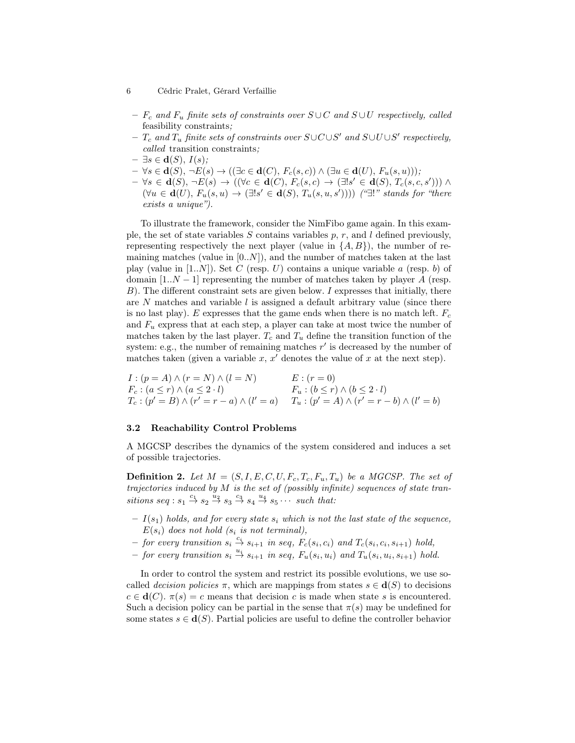- $F_c$ and $F_u$ *finite sets of constraints over* $S \cup C$ *and* $S \cup U$ *respectively, called* feasibility constraints*;*
- $T_c$ and $T_u$ *finite sets of constraints over* $S \cup C \cup S'$ *and* $S \cup U \cup S'$ *respectively, called* transition constraints*;*
- $\exists s \in \mathbf{d}(S),\ I(s)$*;*
- $\forall s \in \mathbf{d}(S),\ \neg E(s) \rightarrow ((\exists c \in \mathbf{d}(C),\ F_c(s,c)) \wedge (\exists u \in \mathbf{d}(U),\ F_u(s,u)))$*;*
- $\forall s \in \mathbf{d}(S),\ \neg E(s) \rightarrow ((\forall c \in \mathbf{d}(C),\ F_c(s,c) \rightarrow (\exists ! s' \in \mathbf{d}(S),\ T_c(s,c,s'))) \wedge (\forall u \in \mathbf{d}(U),\ F_u(s,u) \rightarrow (\exists ! s' \in \mathbf{d}(S),\ T_u(s,u,s'))))$ *("$\exists !$" stands for "there exists a unique").*

To illustrate the framework, consider the NimFibo game again. In this example, the set of state variables $S$ contains variables $p$, $r$, and $l$ defined previously, representing respectively the next player (value in $\{A, B\}$), the number of remaining matches (value in $[0..N]$), and the number of matches taken at the last play (value in $[1..N]$). Set $C$ (resp. $U$) contains a unique variable $a$ (resp. $b$) of domain $[1..N-1]$ representing the number of matches taken by player $A$ (resp. $B$). The different constraint sets are given below. $I$ expresses that initially, there are $N$ matches and variable $l$ is assigned a default arbitrary value (since there is no last play). $E$ expresses that the game ends when there is no match left. $F_c$ and $F_u$ express that at each step, a player can take at most twice the number of matches taken by the last player. $T_c$ and $T_u$ define the transition function of the system: e.g., the number of remaining matches $r'$ is decreased by the number of matches taken (given a variable $x$, $x'$ denotes the value of $x$ at the next step).

$I : (p = A) \wedge (r = N) \wedge (l = N)$ $\qquad$ $E : (r = 0)$

$F_c : (a \leq r) \wedge (a \leq 2 \cdot l)$ $\qquad$ $F_u : (b \leq r) \wedge (b \leq 2 \cdot l)$

$T_c : (p' = B) \wedge (r' = r - a) \wedge (l' = a)$ $\qquad$ $T_u : (p' = A) \wedge (r' = r - b) \wedge (l' = b)$

### 3.2 Reachability Control Problems

A MGCSP describes the dynamics of the system considered and induces a set of possible trajectories.

**Definition 2.** *Let* $M = (S, I, E, C, U, F_c, T_c, F_u, T_u)$ *be a MGCSP. The set of trajectories induced by* $M$ *is the set of (possibly infinite) sequences of state transitions* $seq : s_1 \xrightarrow{c_1} s_2 \xrightarrow{u_2} s_3 \xrightarrow{c_3} s_4 \xrightarrow{u_4} s_5 \cdots$ *such that:*

- $I(s_1)$ *holds, and for every state* $s_i$ *which is not the last state of the sequence,* $E(s_i)$ *does not hold (*$s_i$ *is not terminal),*
- *for every transition* $s_i \xrightarrow{c_i} s_{i+1}$ *in seq,* $F_c(s_i, c_i)$ *and* $T_c(s_i, c_i, s_{i+1})$ *hold,*
- *for every transition* $s_i \xrightarrow{u_i} s_{i+1}$ *in seq,* $F_u(s_i, u_i)$ *and* $T_u(s_i, u_i, s_{i+1})$ *hold.*

In order to control the system and restrict its possible evolutions, we use so-called *decision policies* $\pi$, which are mappings from states $s \in \mathbf{d}(S)$ to decisions $c \in \mathbf{d}(C)$. $\pi(s) = c$ means that decision $c$ is made when state $s$ is encountered. Such a decision policy can be partial in the sense that $\pi(s)$ may be undefined for some states $s \in \mathbf{d}(S)$. Partial policies are useful to define the controller behavior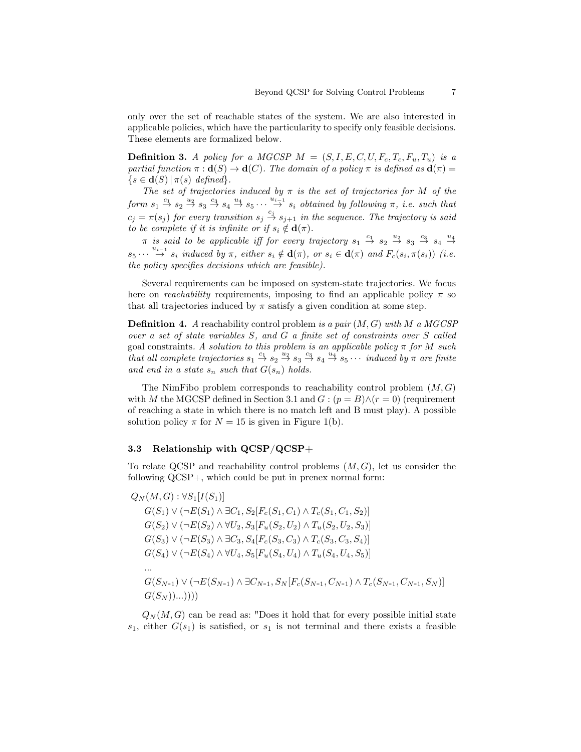only over the set of reachable states of the system. We are also interested in applicable policies, which have the particularity to specify only feasible decisions. These elements are formalized below.

**Definition 3.** *A policy for a MGCSP $M = (S, I, E, C, U, F_c, T_c, F_u, T_u)$ is a partial function $\pi : \mathbf{d}(S) \to \mathbf{d}(C)$. The domain of a policy $\pi$ is defined as $\mathbf{d}(\pi) = \{s \in \mathbf{d}(S) \,|\, \pi(s) \text{ defined}\}$.*

*The set of trajectories induced by $\pi$ is the set of trajectories for $M$ of the form $s_1 \xrightarrow{c_1} s_2 \xrightarrow{u_2} s_3 \xrightarrow{c_3} s_4 \xrightarrow{u_4} s_5 \cdots \xrightarrow{u_{i-1}} s_i$ obtained by following $\pi$, i.e. such that $c_j = \pi(s_j)$ for every transition $s_j \xrightarrow{c_j} s_{j+1}$ in the sequence. The trajectory is said to be complete if it is infinite or if $s_i \notin \mathbf{d}(\pi)$.*

*$\pi$ is said to be applicable iff for every trajectory $s_1 \xrightarrow{c_1} s_2 \xrightarrow{u_2} s_3 \xrightarrow{c_3} s_4 \xrightarrow{u_4} s_5 \cdots \xrightarrow{u_{i-1}} s_i$ induced by $\pi$, either $s_i \notin \mathbf{d}(\pi)$, or $s_i \in \mathbf{d}(\pi)$ and $F_c(s_i, \pi(s_i))$ (i.e. the policy specifies decisions which are feasible).*

Several requirements can be imposed on system-state trajectories. We focus here on *reachability* requirements, imposing to find an applicable policy $\pi$ so that all trajectories induced by $\pi$ satisfy a given condition at some step.

**Definition 4.** *A* reachability control problem *is a pair $(M, G)$ with $M$ a MGCSP over a set of state variables $S$, and $G$ a finite set of constraints over $S$ called* goal constraints*. A solution to this problem is an applicable policy $\pi$ for $M$ such that all complete trajectories $s_1 \xrightarrow{c_1} s_2 \xrightarrow{u_2} s_3 \xrightarrow{c_3} s_4 \xrightarrow{u_4} s_5 \cdots$ induced by $\pi$ are finite and end in a state $s_n$ such that $G(s_n)$ holds.*

The NimFibo problem corresponds to reachability control problem $(M, G)$ with $M$ the MGCSP defined in Section 3.1 and $G : (p = B) \wedge (r = 0)$ (requirement of reaching a state in which there is no match left and B must play). A possible solution policy $\pi$ for $N = 15$ is given in Figure 1(b).

### 3.3 Relationship with QCSP/QCSP+

To relate QCSP and reachability control problems $(M, G)$, let us consider the following QCSP+, which could be put in prenex normal form:

$$
\begin{aligned}
&Q_N(M,G) : \forall S_1[I(S_1)] \\
&\quad G(S_1) \vee (\neg E(S_1) \wedge \exists C_1, S_2[F_c(S_1, C_1) \wedge T_c(S_1, C_1, S_2)] \\
&\quad G(S_2) \vee (\neg E(S_2) \wedge \forall U_2, S_3[F_u(S_2, U_2) \wedge T_u(S_2, U_2, S_3)] \\
&\quad G(S_3) \vee (\neg E(S_3) \wedge \exists C_3, S_4[F_c(S_3, C_3) \wedge T_c(S_3, C_3, S_4)] \\
&\quad G(S_4) \vee (\neg E(S_4) \wedge \forall U_4, S_5[F_u(S_4, U_4) \wedge T_u(S_4, U_4, S_5)] \\
&\quad ... \\
&\quad G(S_{N\text{-}1}) \vee (\neg E(S_{N\text{-}1}) \wedge \exists C_{N\text{-}1}, S_N[F_c(S_{N\text{-}1}, C_{N\text{-}1}) \wedge T_c(S_{N\text{-}1}, C_{N\text{-}1}, S_N)] \\
&\quad G(S_N))...))))
\end{aligned}
$$

$Q_N(M, G)$ can be read as: "Does it hold that for every possible initial state $s_1$, either $G(s_1)$ is satisfied, or $s_1$ is not terminal and there exists a feasible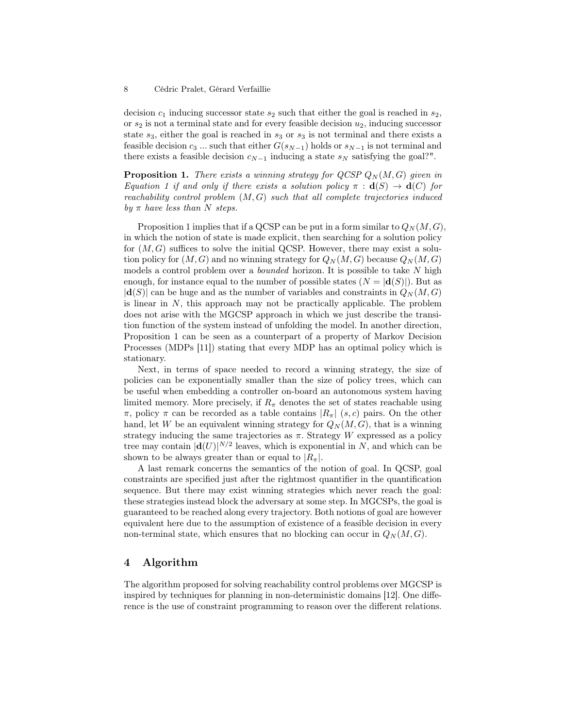decision $c_1$ inducing successor state $s_2$ such that either the goal is reached in $s_2$, or $s_2$ is not a terminal state and for every feasible decision $u_2$, inducing successor state $s_3$, either the goal is reached in $s_3$ or $s_3$ is not terminal and there exists a feasible decision $c_3$ ... such that either $G(s_{N-1})$ holds or $s_{N-1}$ is not terminal and there exists a feasible decision $c_{N-1}$ inducing a state $s_N$ satisfying the goal?".

**Proposition 1.** *There exists a winning strategy for QCSP $Q_N(M,G)$ given in Equation 1 if and only if there exists a solution policy $\pi : \mathbf{d}(S) \to \mathbf{d}(C)$ for reachability control problem $(M,G)$ such that all complete trajectories induced by $\pi$ have less than $N$ steps.*

Proposition 1 implies that if a QCSP can be put in a form similar to $Q_N(M,G)$, in which the notion of state is made explicit, then searching for a solution policy for $(M,G)$ suffices to solve the initial QCSP. However, there may exist a solution policy for $(M,G)$ and no winning strategy for $Q_N(M,G)$ because $Q_N(M,G)$ models a control problem over a *bounded* horizon. It is possible to take $N$ high enough, for instance equal to the number of possible states ($N = |\mathbf{d}(S)|$). But as $|\mathbf{d}(S)|$ can be huge and as the number of variables and constraints in $Q_N(M,G)$ is linear in $N$, this approach may not be practically applicable. The problem does not arise with the MGCSP approach in which we just describe the transition function of the system instead of unfolding the model. In another direction, Proposition 1 can be seen as a counterpart of a property of Markov Decision Processes (MDPs [11]) stating that every MDP has an optimal policy which is stationary.

Next, in terms of space needed to record a winning strategy, the size of policies can be exponentially smaller than the size of policy trees, which can be useful when embedding a controller on-board an autonomous system having limited memory. More precisely, if $R_\pi$ denotes the set of states reachable using $\pi$, policy $\pi$ can be recorded as a table contains $|R_\pi|$ $(s,c)$ pairs. On the other hand, let $W$ be an equivalent winning strategy for $Q_N(M,G)$, that is a winning strategy inducing the same trajectories as $\pi$. Strategy $W$ expressed as a policy tree may contain $|\mathbf{d}(U)|^{N/2}$ leaves, which is exponential in $N$, and which can be shown to be always greater than or equal to $|R_\pi|$.

A last remark concerns the semantics of the notion of goal. In QCSP, goal constraints are specified just after the rightmost quantifier in the quantification sequence. But there may exist winning strategies which never reach the goal: these strategies instead block the adversary at some step. In MGCSPs, the goal is guaranteed to be reached along every trajectory. Both notions of goal are however equivalent here due to the assumption of existence of a feasible decision in every non-terminal state, which ensures that no blocking can occur in $Q_N(M,G)$.

## 4 Algorithm

The algorithm proposed for solving reachability control problems over MGCSP is inspired by techniques for planning in non-deterministic domains [12]. One difference is the use of constraint programming to reason over the different relations.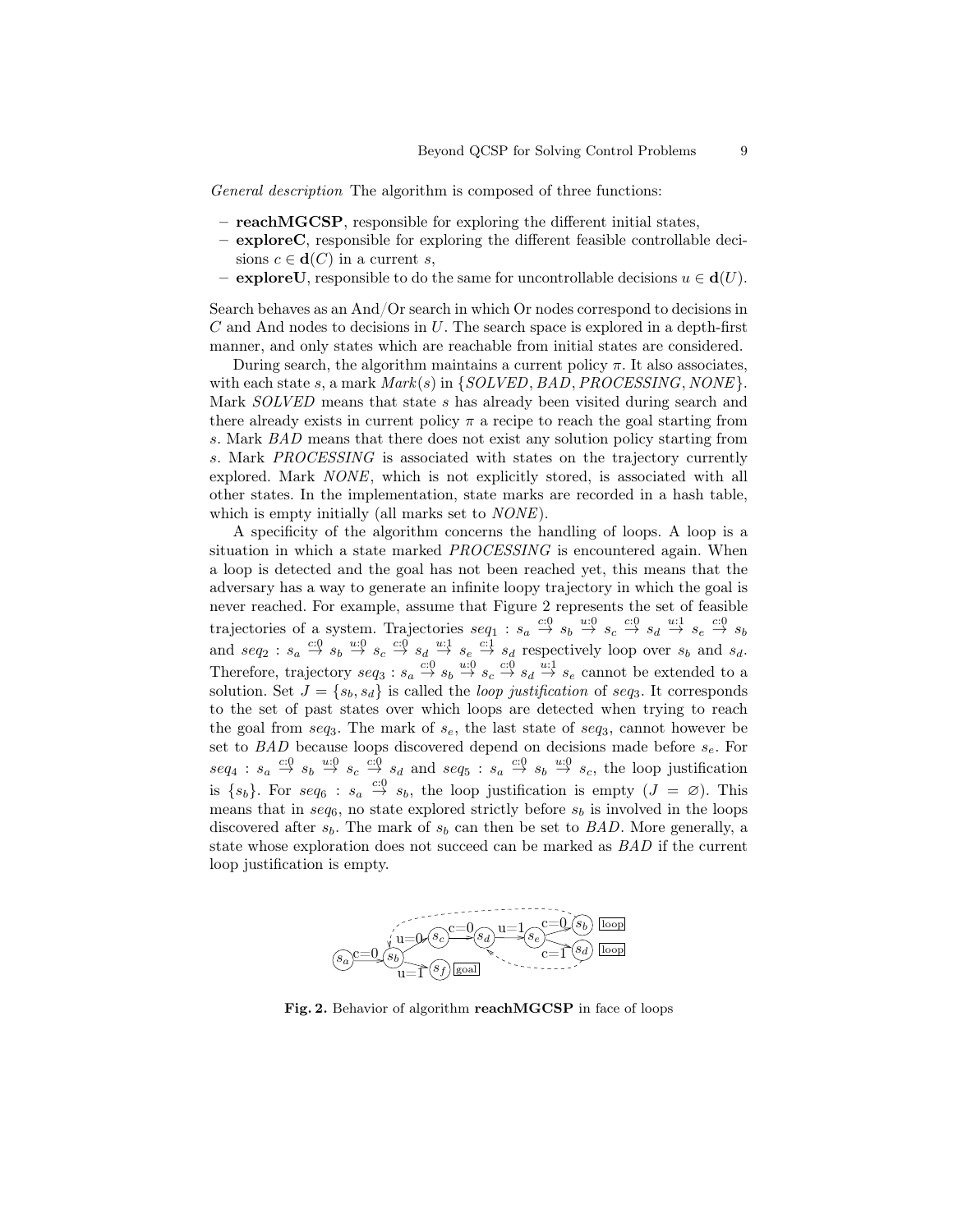*General description* The algorithm is composed of three functions:

- **reachMGCSP**, responsible for exploring the different initial states,
- **exploreC**, responsible for exploring the different feasible controllable decisions $c \in \mathbf{d}(C)$ in a current $s$,
- **exploreU**, responsible to do the same for uncontrollable decisions $u \in \mathbf{d}(U)$.

Search behaves as an And/Or search in which Or nodes correspond to decisions in $C$ and And nodes to decisions in $U$. The search space is explored in a depth-first manner, and only states which are reachable from initial states are considered.

During search, the algorithm maintains a current policy $\pi$. It also associates, with each state $s$, a mark $Mark(s)$ in $\{SOLVED, BAD, PROCESSING, NONE\}$. Mark *SOLVED* means that state $s$ has already been visited during search and there already exists in current policy $\pi$ a recipe to reach the goal starting from $s$. Mark *BAD* means that there does not exist any solution policy starting from $s$. Mark *PROCESSING* is associated with states on the trajectory currently explored. Mark *NONE*, which is not explicitly stored, is associated with all other states. In the implementation, state marks are recorded in a hash table, which is empty initially (all marks set to *NONE*).

A specificity of the algorithm concerns the handling of loops. A loop is a situation in which a state marked *PROCESSING* is encountered again. When a loop is detected and the goal has not been reached yet, this means that the adversary has a way to generate an infinite loopy trajectory in which the goal is never reached. For example, assume that Figure 2 represents the set of feasible trajectories of a system. Trajectories $seq_1 : s_a \stackrel{c:0}{\rightarrow} s_b \stackrel{u:0}{\rightarrow} s_c \stackrel{c:0}{\rightarrow} s_d \stackrel{u:1}{\rightarrow} s_e \stackrel{c:0}{\rightarrow} s_b$ and $seq_2 : s_a \stackrel{c:0}{\rightarrow} s_b \stackrel{u:0}{\rightarrow} s_c \stackrel{c:0}{\rightarrow} s_d \stackrel{u:1}{\rightarrow} s_e \stackrel{c:1}{\rightarrow} s_d$ respectively loop over $s_b$ and $s_d$. Therefore, trajectory $seq_3 : s_a \stackrel{c:0}{\rightarrow} s_b \stackrel{u:0}{\rightarrow} s_c \stackrel{c:0}{\rightarrow} s_d \stackrel{u:1}{\rightarrow} s_e$ cannot be extended to a solution. Set $J = \{s_b, s_d\}$ is called the *loop justification* of $seq_3$. It corresponds to the set of past states over which loops are detected when trying to reach the goal from $seq_3$. The mark of $s_e$, the last state of $seq_3$, cannot however be set to *BAD* because loops discovered depend on decisions made before $s_e$. For $seq_4 : s_a \stackrel{c:0}{\rightarrow} s_b \stackrel{u:0}{\rightarrow} s_c \stackrel{c:0}{\rightarrow} s_d$ and $seq_5 : s_a \stackrel{c:0}{\rightarrow} s_b \stackrel{u:0}{\rightarrow} s_c$, the loop justification is $\{s_b\}$. For $seq_6 : s_a \stackrel{c:0}{\rightarrow} s_b$, the loop justification is empty ($J = \varnothing$). This means that in $seq_6$, no state explored strictly before $s_b$ is involved in the loops discovered after $s_b$. The mark of $s_b$ can then be set to *BAD*. More generally, a state whose exploration does not succeed can be marked as *BAD* if the current loop justification is empty.

**Fig. 2.** Behavior of algorithm **reachMGCSP** in face of loops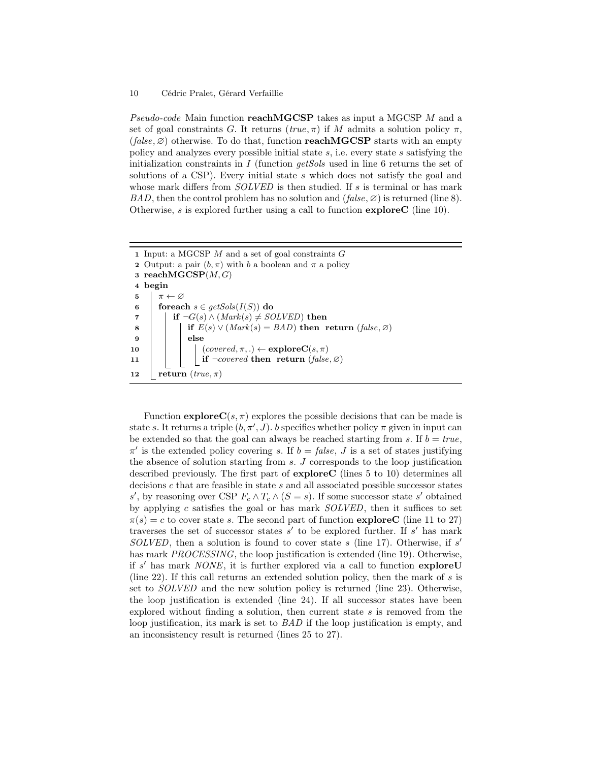*Pseudo-code* Main function **reachMGCSP** takes as input a MGCSP $M$ and a set of goal constraints $G$. It returns $(true, \pi)$ if $M$ admits a solution policy $\pi$, $(false, \varnothing)$ otherwise. To do that, function **reachMGCSP** starts with an empty policy and analyzes every possible initial state $s$, i.e. every state $s$ satisfying the initialization constraints in $I$ (function *getSols* used in line 6 returns the set of solutions of a CSP). Every initial state $s$ which does not satisfy the goal and whose mark differs from *SOLVED* is then studied. If $s$ is terminal or has mark *BAD*, then the control problem has no solution and $(false, \varnothing)$ is returned (line 8). Otherwise, $s$ is explored further using a call to function **exploreC** (line 10).

```
1  Input: a MGCSP M and a set of goal constraints G
2  Output: a pair (b, π) with b a boolean and π a policy
3  reachMGCSP(M, G)
4  begin
5      π ← ∅
6      foreach s ∈ getSols(I(S)) do
7          if ¬G(s) ∧ (Mark(s) ≠ SOLVED) then
8              if E(s) ∨ (Mark(s) = BAD) then return (false, ∅)
9              else
10                 (covered, π, .) ← exploreC(s, π)
11                 if ¬covered then return (false, ∅)
12     return (true, π)
```

Function **exploreC**$(s, \pi)$ explores the possible decisions that can be made is state $s$. It returns a triple $(b, \pi', J)$. $b$ specifies whether policy $\pi$ given in input can be extended so that the goal can always be reached starting from $s$. If $b = true$, $\pi'$ is the extended policy covering $s$. If $b = false$, $J$ is a set of states justifying the absence of solution starting from $s$. $J$ corresponds to the loop justification described previously. The first part of **exploreC** (lines 5 to 10) determines all decisions $c$ that are feasible in state $s$ and all associated possible successor states $s'$, by reasoning over CSP $F_c \wedge T_c \wedge (S = s)$. If some successor state $s'$ obtained by applying $c$ satisfies the goal or has mark *SOLVED*, then it suffices to set $\pi(s) = c$ to cover state $s$. The second part of function **exploreC** (line 11 to 27) traverses the set of successor states $s'$ to be explored further. If $s'$ has mark *SOLVED*, then a solution is found to cover state $s$ (line 17). Otherwise, if $s'$ has mark *PROCESSING*, the loop justification is extended (line 19). Otherwise, if $s'$ has mark *NONE*, it is further explored via a call to function **exploreU** (line 22). If this call returns an extended solution policy, then the mark of $s$ is set to *SOLVED* and the new solution policy is returned (line 23). Otherwise, the loop justification is extended (line 24). If all successor states have been explored without finding a solution, then current state $s$ is removed from the loop justification, its mark is set to *BAD* if the loop justification is empty, and an inconsistency result is returned (lines 25 to 27).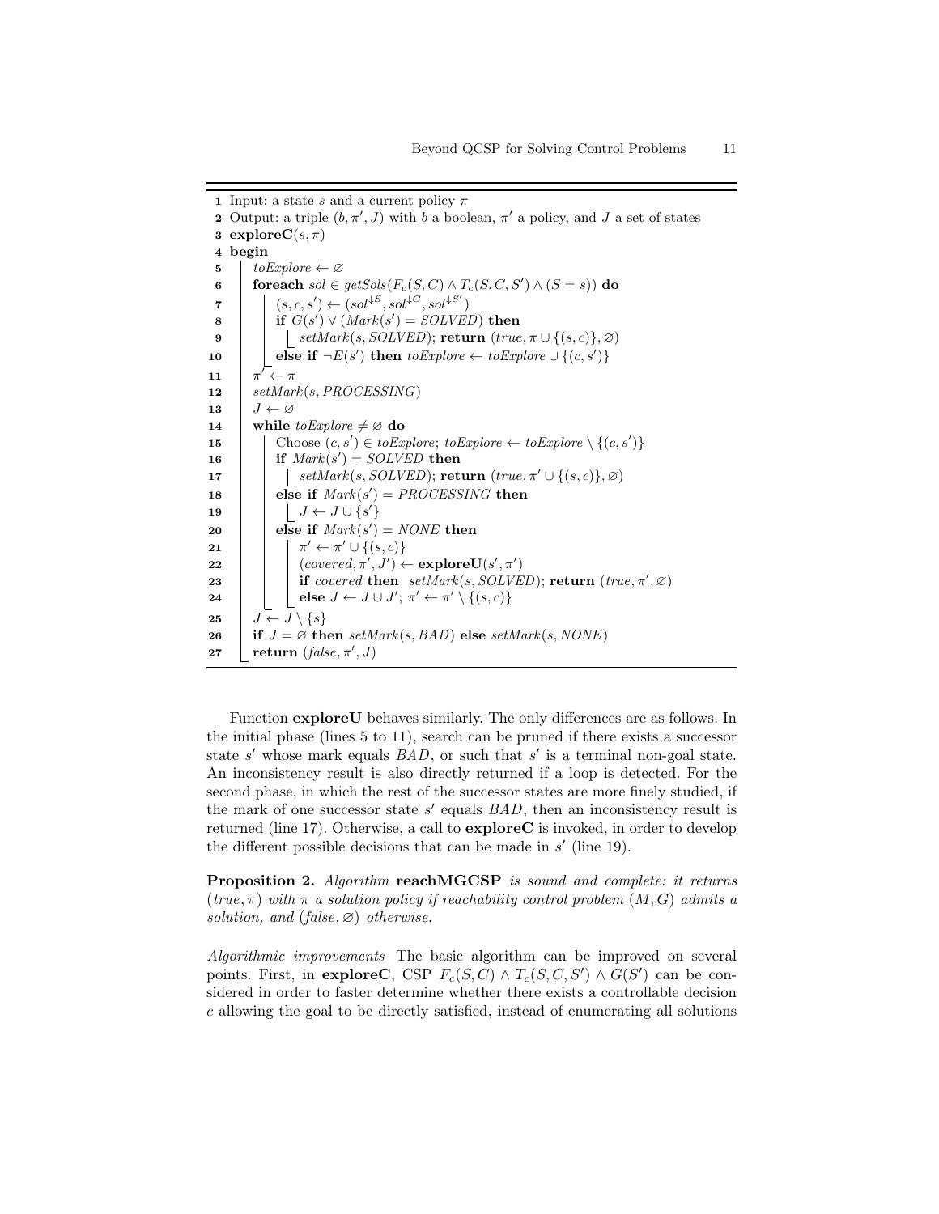```
1  Input: a state s and a current policy π
2  Output: a triple (b, π′, J) with b a boolean, π′ a policy, and J a set of states
3  exploreC(s, π)
4  begin
5      toExplore ← ∅
6      foreach sol ∈ getSols(F_c(S, C) ∧ T_c(S, C, S′) ∧ (S = s)) do
7          (s, c, s′) ← (sol^{↓S}, sol^{↓C}, sol^{↓S′})
8          if G(s′) ∨ (Mark(s′) = SOLVED) then
9              setMark(s, SOLVED); return (true, π ∪ {(s, c)}, ∅)
10         else if ¬E(s′) then toExplore ← toExplore ∪ {(c, s′)}
11     π′ ← π
12     setMark(s, PROCESSING)
13     J ← ∅
14     while toExplore ≠ ∅ do
15         Choose (c, s′) ∈ toExplore; toExplore ← toExplore \ {(c, s′)}
16         if Mark(s′) = SOLVED then
17             setMark(s, SOLVED); return (true, π′ ∪ {(s, c)}, ∅)
18         else if Mark(s′) = PROCESSING then
19             J ← J ∪ {s′}
20         else if Mark(s′) = NONE then
21             π′ ← π′ ∪ {(s, c)}
22             (covered, π′, J′) ← exploreU(s′, π′)
23             if covered then setMark(s, SOLVED); return (true, π′, ∅)
24             else J ← J ∪ J′; π′ ← π′ \ {(s, c)}
25     J ← J \ {s}
26     if J = ∅ then setMark(s, BAD) else setMark(s, NONE)
27     return (false, π′, J)
```

Function **exploreU** behaves similarly. The only differences are as follows. In the initial phase (lines 5 to 11), search can be pruned if there exists a successor state $s'$ whose mark equals $BAD$, or such that $s'$ is a terminal non-goal state. An inconsistency result is also directly returned if a loop is detected. For the second phase, in which the rest of the successor states are more finely studied, if the mark of one successor state $s'$ equals $BAD$, then an inconsistency result is returned (line 17). Otherwise, a call to **exploreC** is invoked, in order to develop the different possible decisions that can be made in $s'$ (line 19).

**Proposition 2.** *Algorithm* **reachMGCSP** *is sound and complete: it returns* $(true, \pi)$ *with* $\pi$ *a solution policy if reachability control problem* $(M, G)$ *admits a solution, and* $(false, \varnothing)$ *otherwise.*

*Algorithmic improvements* The basic algorithm can be improved on several points. First, in **exploreC**, CSP $F_c(S, C) \wedge T_c(S, C, S') \wedge G(S')$ can be considered in order to faster determine whether there exists a controllable decision $c$ allowing the goal to be directly satisfied, instead of enumerating all solutions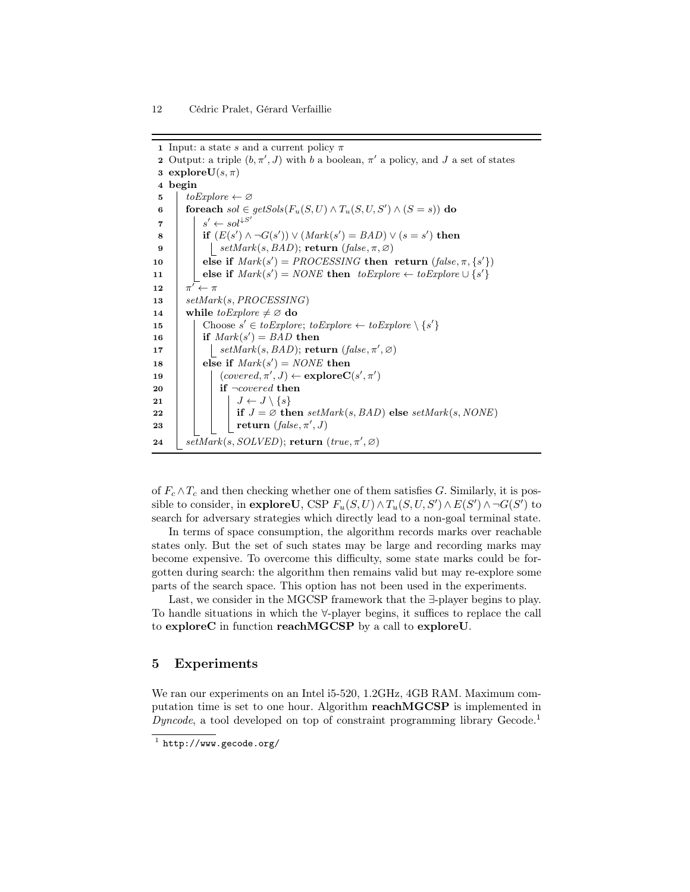```
1  Input: a state s and a current policy π
2  Output: a triple (b, π', J) with b a boolean, π' a policy, and J a set of states
3  exploreU(s, π)
4  begin
5      toExplore ← ∅
6      foreach sol ∈ getSols(F_u(S,U) ∧ T_u(S,U,S') ∧ (S = s)) do
7          s' ← sol^{↓S'}
8          if (E(s') ∧ ¬G(s')) ∨ (Mark(s') = BAD) ∨ (s = s') then
9              setMark(s, BAD); return (false, π, ∅)
10         else if Mark(s') = PROCESSING then  return (false, π, {s'})
11         else if Mark(s') = NONE then  toExplore ← toExplore ∪ {s'}
12     π' ← π
13     setMark(s, PROCESSING)
14     while toExplore ≠ ∅ do
15         Choose s' ∈ toExplore; toExplore ← toExplore \ {s'}
16         if Mark(s') = BAD then
17             setMark(s, BAD); return (false, π', ∅)
18         else if Mark(s') = NONE then
19             (covered, π', J) ← exploreC(s', π')
20             if ¬covered then
21                 J ← J \ {s}
22                 if J = ∅ then setMark(s, BAD) else setMark(s, NONE)
23                 return (false, π', J)
24     setMark(s, SOLVED); return (true, π', ∅)
```

of $F_c \wedge T_c$ and then checking whether one of them satisfies $G$. Similarly, it is possible to consider, in **exploreU**, CSP $F_u(S,U) \wedge T_u(S,U,S') \wedge E(S') \wedge \neg G(S')$ to search for adversary strategies which directly lead to a non-goal terminal state.

In terms of space consumption, the algorithm records marks over reachable states only. But the set of such states may be large and recording marks may become expensive. To overcome this difficulty, some state marks could be forgotten during search: the algorithm then remains valid but may re-explore some parts of the search space. This option has not been used in the experiments.

Last, we consider in the MGCSP framework that the $\exists$-player begins to play. To handle situations in which the $\forall$-player begins, it suffices to replace the call to **exploreC** in function **reachMGCSP** by a call to **exploreU**.

## 5 Experiments

We ran our experiments on an Intel i5-520, 1.2GHz, 4GB RAM. Maximum computation time is set to one hour. Algorithm **reachMGCSP** is implemented in *Dyncode*, a tool developed on top of constraint programming library Gecode.[1]

[1] http://www.gecode.org/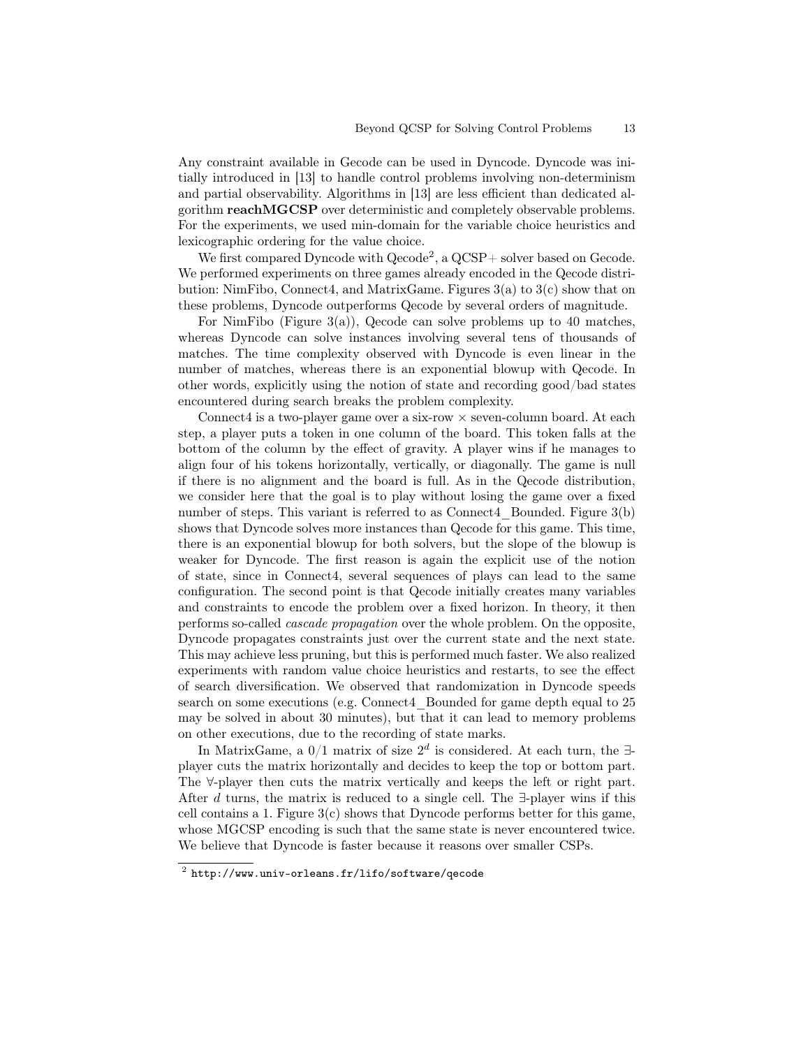Any constraint available in Gecode can be used in Dyncode. Dyncode was initially introduced in [13] to handle control problems involving non-determinism and partial observability. Algorithms in [13] are less efficient than dedicated algorithm **reachMGCSP** over deterministic and completely observable problems. For the experiments, we used min-domain for the variable choice heuristics and lexicographic ordering for the value choice.

We first compared Dyncode with Qecode[2], a QCSP+ solver based on Gecode. We performed experiments on three games already encoded in the Qecode distribution: NimFibo, Connect4, and MatrixGame. Figures 3(a) to 3(c) show that on these problems, Dyncode outperforms Qecode by several orders of magnitude.

For NimFibo (Figure 3(a)), Qecode can solve problems up to 40 matches, whereas Dyncode can solve instances involving several tens of thousands of matches. The time complexity observed with Dyncode is even linear in the number of matches, whereas there is an exponential blowup with Qecode. In other words, explicitly using the notion of state and recording good/bad states encountered during search breaks the problem complexity.

Connect4 is a two-player game over a six-row × seven-column board. At each step, a player puts a token in one column of the board. This token falls at the bottom of the column by the effect of gravity. A player wins if he manages to align four of his tokens horizontally, vertically, or diagonally. The game is null if there is no alignment and the board is full. As in the Qecode distribution, we consider here that the goal is to play without losing the game over a fixed number of steps. This variant is referred to as Connect4_Bounded. Figure 3(b) shows that Dyncode solves more instances than Qecode for this game. This time, there is an exponential blowup for both solvers, but the slope of the blowup is weaker for Dyncode. The first reason is again the explicit use of the notion of state, since in Connect4, several sequences of plays can lead to the same configuration. The second point is that Qecode initially creates many variables and constraints to encode the problem over a fixed horizon. In theory, it then performs so-called *cascade propagation* over the whole problem. On the opposite, Dyncode propagates constraints just over the current state and the next state. This may achieve less pruning, but this is performed much faster. We also realized experiments with random value choice heuristics and restarts, to see the effect of search diversification. We observed that randomization in Dyncode speeds search on some executions (e.g. Connect4_Bounded for game depth equal to 25 may be solved in about 30 minutes), but that it can lead to memory problems on other executions, due to the recording of state marks.

In MatrixGame, a 0/1 matrix of size $2^d$ is considered. At each turn, the $\exists$-player cuts the matrix horizontally and decides to keep the top or bottom part. The $\forall$-player then cuts the matrix vertically and keeps the left or right part. After $d$ turns, the matrix is reduced to a single cell. The $\exists$-player wins if this cell contains a 1. Figure 3(c) shows that Dyncode performs better for this game, whose MGCSP encoding is such that the same state is never encountered twice. We believe that Dyncode is faster because it reasons over smaller CSPs.

[2] `http://www.univ-orleans.fr/lifo/software/qecode`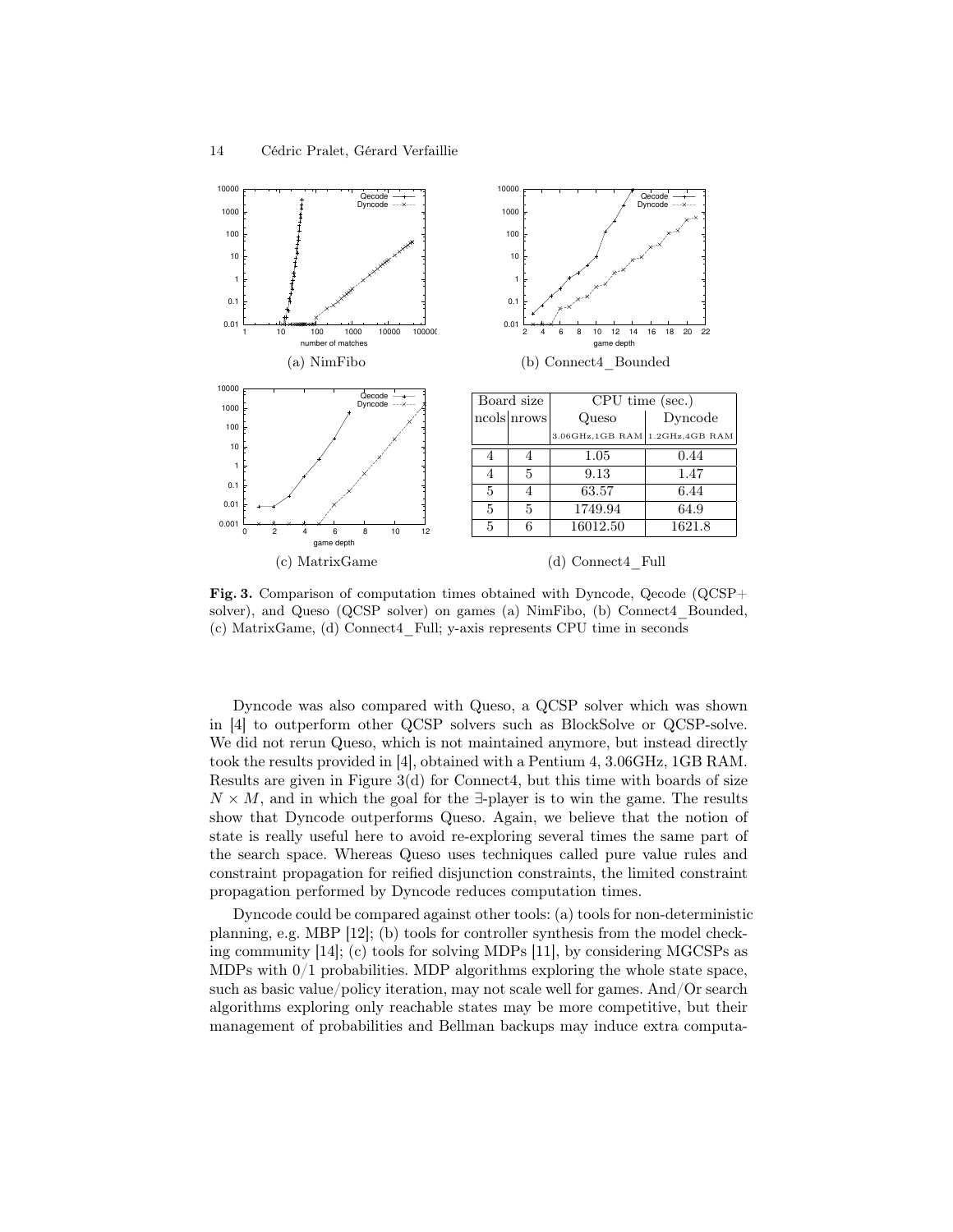| Board size | | CPU time (sec.) | |
|---|---|---|---|
| ncols | nrows | Queso | Dyncode |
| | | 3.06GHz,1GB RAM | 1.2GHz,4GB RAM |
| 4 | 4 | 1.05 | 0.44 |
| 4 | 5 | 9.13 | 1.47 |
| 5 | 4 | 63.57 | 6.44 |
| 5 | 5 | 1749.94 | 64.9 |
| 5 | 6 | 16012.50 | 1621.8 |

(a) NimFibo (b) Connect4_Bounded (c) MatrixGame (d) Connect4_Full

**Fig. 3.** Comparison of computation times obtained with Dyncode, Qecode (QCSP+ solver), and Queso (QCSP solver) on games (a) NimFibo, (b) Connect4_Bounded, (c) MatrixGame, (d) Connect4_Full; y-axis represents CPU time in seconds

Dyncode was also compared with Queso, a QCSP solver which was shown in [4] to outperform other QCSP solvers such as BlockSolve or QCSP-solve. We did not rerun Queso, which is not maintained anymore, but instead directly took the results provided in [4], obtained with a Pentium 4, 3.06GHz, 1GB RAM. Results are given in Figure 3(d) for Connect4, but this time with boards of size $N \times M$, and in which the goal for the $\exists$-player is to win the game. The results show that Dyncode outperforms Queso. Again, we believe that the notion of state is really useful here to avoid re-exploring several times the same part of the search space. Whereas Queso uses techniques called pure value rules and constraint propagation for reified disjunction constraints, the limited constraint propagation performed by Dyncode reduces computation times.

Dyncode could be compared against other tools: (a) tools for non-deterministic planning, e.g. MBP [12]; (b) tools for controller synthesis from the model checking community [14]; (c) tools for solving MDPs [11], by considering MGCSPs as MDPs with 0/1 probabilities. MDP algorithms exploring the whole state space, such as basic value/policy iteration, may not scale well for games. And/Or search algorithms exploring only reachable states may be more competitive, but their management of probabilities and Bellman backups may induce extra computa-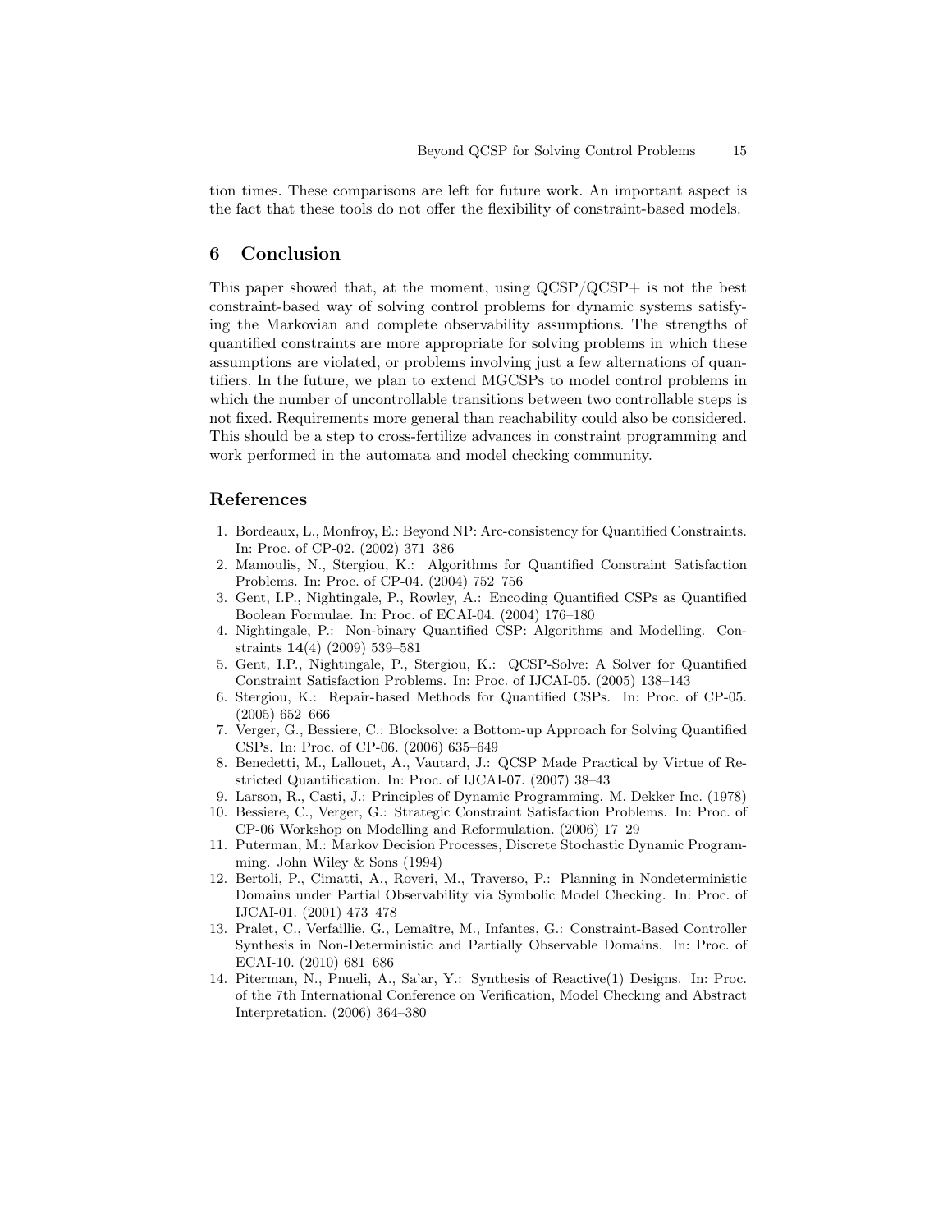tion times. These comparisons are left for future work. An important aspect is the fact that these tools do not offer the flexibility of constraint-based models.

## 6 Conclusion

This paper showed that, at the moment, using QCSP/QCSP+ is not the best constraint-based way of solving control problems for dynamic systems satisfying the Markovian and complete observability assumptions. The strengths of quantified constraints are more appropriate for solving problems in which these assumptions are violated, or problems involving just a few alternations of quantifiers. In the future, we plan to extend MGCSPs to model control problems in which the number of uncontrollable transitions between two controllable steps is not fixed. Requirements more general than reachability could also be considered. This should be a step to cross-fertilize advances in constraint programming and work performed in the automata and model checking community.

## References

1. Bordeaux, L., Monfroy, E.: Beyond NP: Arc-consistency for Quantified Constraints. In: Proc. of CP-02. (2002) 371–386
2. Mamoulis, N., Stergiou, K.: Algorithms for Quantified Constraint Satisfaction Problems. In: Proc. of CP-04. (2004) 752–756
3. Gent, I.P., Nightingale, P., Rowley, A.: Encoding Quantified CSPs as Quantified Boolean Formulae. In: Proc. of ECAI-04. (2004) 176–180
4. Nightingale, P.: Non-binary Quantified CSP: Algorithms and Modelling. Constraints **14**(4) (2009) 539–581
5. Gent, I.P., Nightingale, P., Stergiou, K.: QCSP-Solve: A Solver for Quantified Constraint Satisfaction Problems. In: Proc. of IJCAI-05. (2005) 138–143
6. Stergiou, K.: Repair-based Methods for Quantified CSPs. In: Proc. of CP-05. (2005) 652–666
7. Verger, G., Bessiere, C.: Blocksolve: a Bottom-up Approach for Solving Quantified CSPs. In: Proc. of CP-06. (2006) 635–649
8. Benedetti, M., Lallouet, A., Vautard, J.: QCSP Made Practical by Virtue of Restricted Quantification. In: Proc. of IJCAI-07. (2007) 38–43
9. Larson, R., Casti, J.: Principles of Dynamic Programming. M. Dekker Inc. (1978)
10. Bessiere, C., Verger, G.: Strategic Constraint Satisfaction Problems. In: Proc. of CP-06 Workshop on Modelling and Reformulation. (2006) 17–29
11. Puterman, M.: Markov Decision Processes, Discrete Stochastic Dynamic Programming. John Wiley & Sons (1994)
12. Bertoli, P., Cimatti, A., Roveri, M., Traverso, P.: Planning in Nondeterministic Domains under Partial Observability via Symbolic Model Checking. In: Proc. of IJCAI-01. (2001) 473–478
13. Pralet, C., Verfaillie, G., Lemaître, M., Infantes, G.: Constraint-Based Controller Synthesis in Non-Deterministic and Partially Observable Domains. In: Proc. of ECAI-10. (2010) 681–686
14. Piterman, N., Pnueli, A., Sa'ar, Y.: Synthesis of Reactive(1) Designs. In: Proc. of the 7th International Conference on Verification, Model Checking and Abstract Interpretation. (2006) 364–380